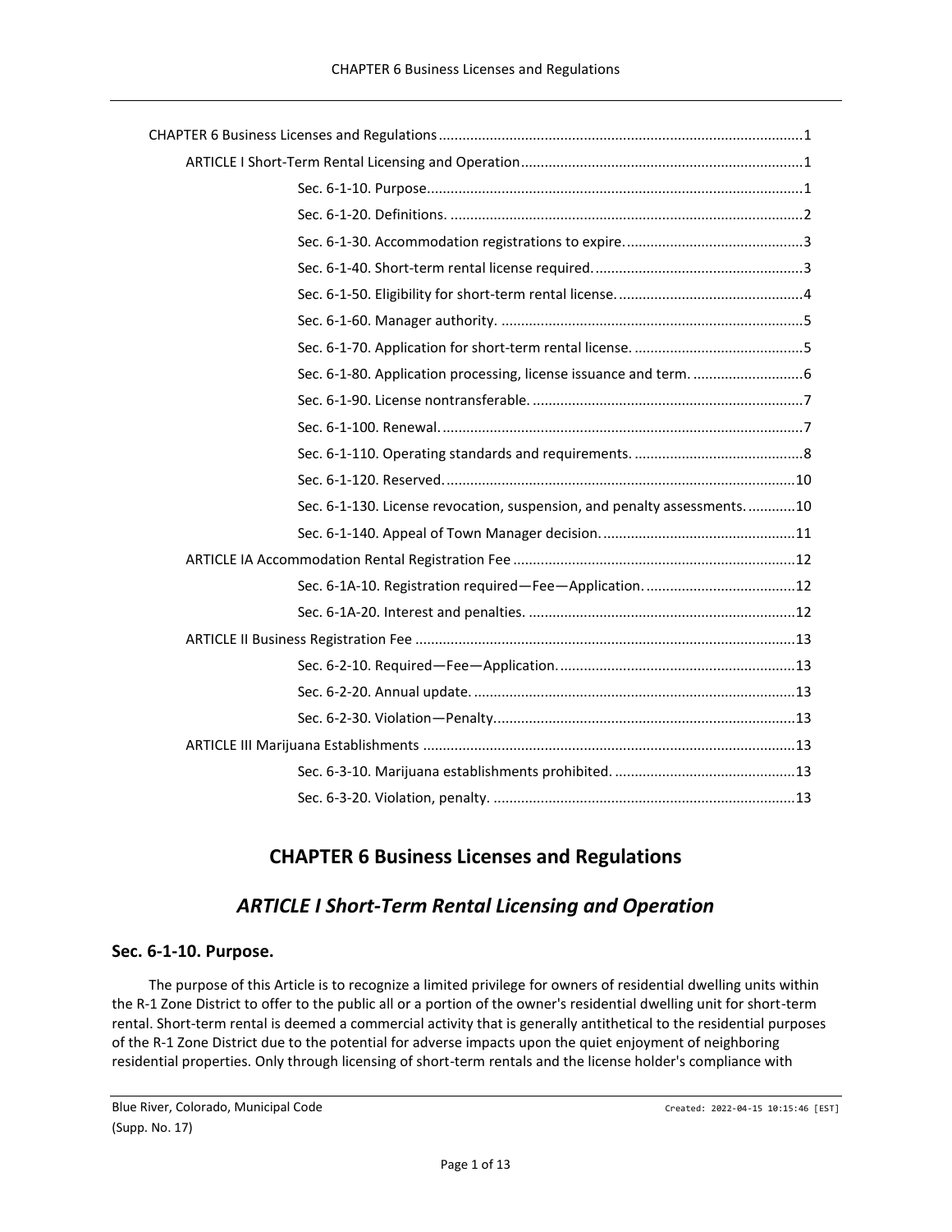CHAPTER 6 Business Licenses and Regulations ....1
- ARTICLE I Short-Term Rental Licensing and Operation ....1
  - Sec. 6-1-10. Purpose. ....1
  - Sec. 6-1-20. Definitions. ....2
  - Sec. 6-1-30. Accommodation registrations to expire. ....3
  - Sec. 6-1-40. Short-term rental license required. ....3
  - Sec. 6-1-50. Eligibility for short-term rental license. ....4
  - Sec. 6-1-60. Manager authority. ....5
  - Sec. 6-1-70. Application for short-term rental license. ....5
  - Sec. 6-1-80. Application processing, license issuance and term. ....6
  - Sec. 6-1-90. License nontransferable. ....7
  - Sec. 6-1-100. Renewal. ....7
  - Sec. 6-1-110. Operating standards and requirements. ....8
  - Sec. 6-1-120. Reserved. ....10
  - Sec. 6-1-130. License revocation, suspension, and penalty assessments. ....10
  - Sec. 6-1-140. Appeal of Town Manager decision. ....11
- ARTICLE IA Accommodation Rental Registration Fee ....12
  - Sec. 6-1A-10. Registration required—Fee—Application. ....12
  - Sec. 6-1A-20. Interest and penalties. ....12
- ARTICLE II Business Registration Fee ....13
  - Sec. 6-2-10. Required—Fee—Application. ....13
  - Sec. 6-2-20. Annual update. ....13
  - Sec. 6-2-30. Violation—Penalty. ....13
- ARTICLE III Marijuana Establishments ....13
  - Sec. 6-3-10. Marijuana establishments prohibited. ....13
  - Sec. 6-3-20. Violation, penalty. ....13

# CHAPTER 6 Business Licenses and Regulations

## *ARTICLE I Short-Term Rental Licensing and Operation*

### Sec. 6-1-10. Purpose.

The purpose of this Article is to recognize a limited privilege for owners of residential dwelling units within the R-1 Zone District to offer to the public all or a portion of the owner's residential dwelling unit for short-term rental. Short-term rental is deemed a commercial activity that is generally antithetical to the residential purposes of the R-1 Zone District due to the potential for adverse impacts upon the quiet enjoyment of neighboring residential properties. Only through licensing of short-term rentals and the license holder's compliance with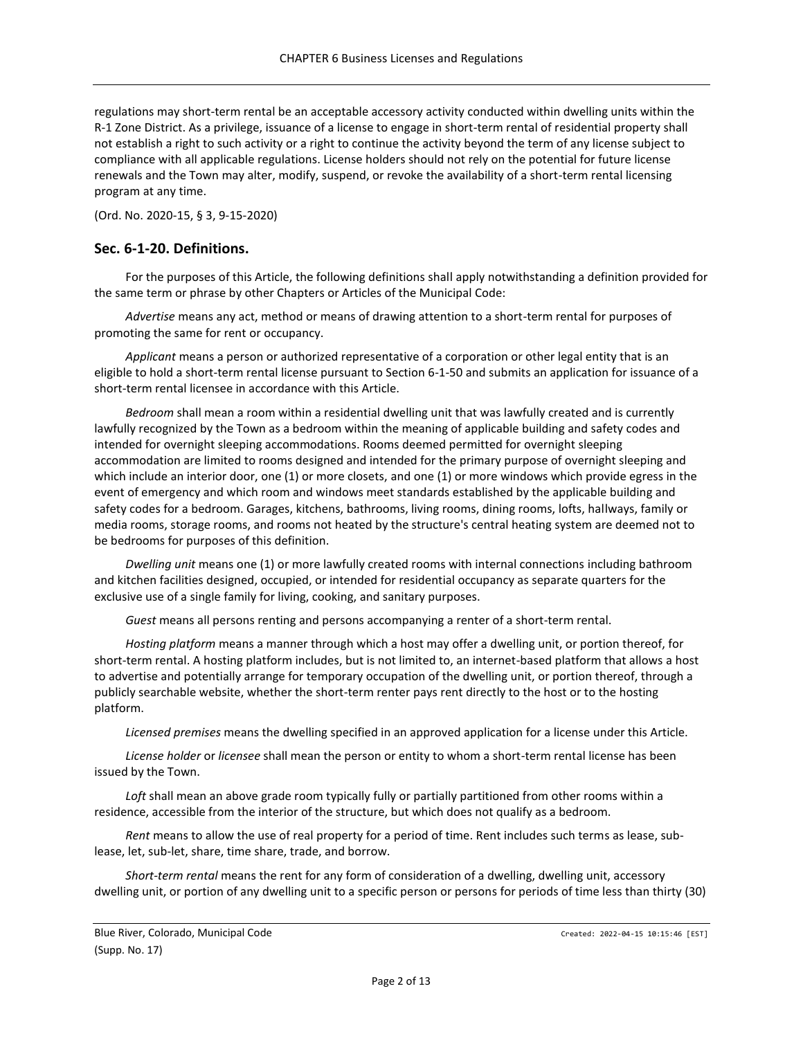regulations may short-term rental be an acceptable accessory activity conducted within dwelling units within the R-1 Zone District. As a privilege, issuance of a license to engage in short-term rental of residential property shall not establish a right to such activity or a right to continue the activity beyond the term of any license subject to compliance with all applicable regulations. License holders should not rely on the potential for future license renewals and the Town may alter, modify, suspend, or revoke the availability of a short-term rental licensing program at any time.

(Ord. No. 2020-15, § 3, 9-15-2020)

## Sec. 6-1-20. Definitions.

For the purposes of this Article, the following definitions shall apply notwithstanding a definition provided for the same term or phrase by other Chapters or Articles of the Municipal Code:

*Advertise* means any act, method or means of drawing attention to a short-term rental for purposes of promoting the same for rent or occupancy.

*Applicant* means a person or authorized representative of a corporation or other legal entity that is an eligible to hold a short-term rental license pursuant to Section 6-1-50 and submits an application for issuance of a short-term rental licensee in accordance with this Article.

*Bedroom* shall mean a room within a residential dwelling unit that was lawfully created and is currently lawfully recognized by the Town as a bedroom within the meaning of applicable building and safety codes and intended for overnight sleeping accommodations. Rooms deemed permitted for overnight sleeping accommodation are limited to rooms designed and intended for the primary purpose of overnight sleeping and which include an interior door, one (1) or more closets, and one (1) or more windows which provide egress in the event of emergency and which room and windows meet standards established by the applicable building and safety codes for a bedroom. Garages, kitchens, bathrooms, living rooms, dining rooms, lofts, hallways, family or media rooms, storage rooms, and rooms not heated by the structure's central heating system are deemed not to be bedrooms for purposes of this definition.

*Dwelling unit* means one (1) or more lawfully created rooms with internal connections including bathroom and kitchen facilities designed, occupied, or intended for residential occupancy as separate quarters for the exclusive use of a single family for living, cooking, and sanitary purposes.

*Guest* means all persons renting and persons accompanying a renter of a short-term rental.

*Hosting platform* means a manner through which a host may offer a dwelling unit, or portion thereof, for short-term rental. A hosting platform includes, but is not limited to, an internet-based platform that allows a host to advertise and potentially arrange for temporary occupation of the dwelling unit, or portion thereof, through a publicly searchable website, whether the short-term renter pays rent directly to the host or to the hosting platform.

*Licensed premises* means the dwelling specified in an approved application for a license under this Article.

*License holder* or *licensee* shall mean the person or entity to whom a short-term rental license has been issued by the Town.

*Loft* shall mean an above grade room typically fully or partially partitioned from other rooms within a residence, accessible from the interior of the structure, but which does not qualify as a bedroom.

*Rent* means to allow the use of real property for a period of time. Rent includes such terms as lease, sub-lease, let, sub-let, share, time share, trade, and borrow.

*Short-term rental* means the rent for any form of consideration of a dwelling, dwelling unit, accessory dwelling unit, or portion of any dwelling unit to a specific person or persons for periods of time less than thirty (30)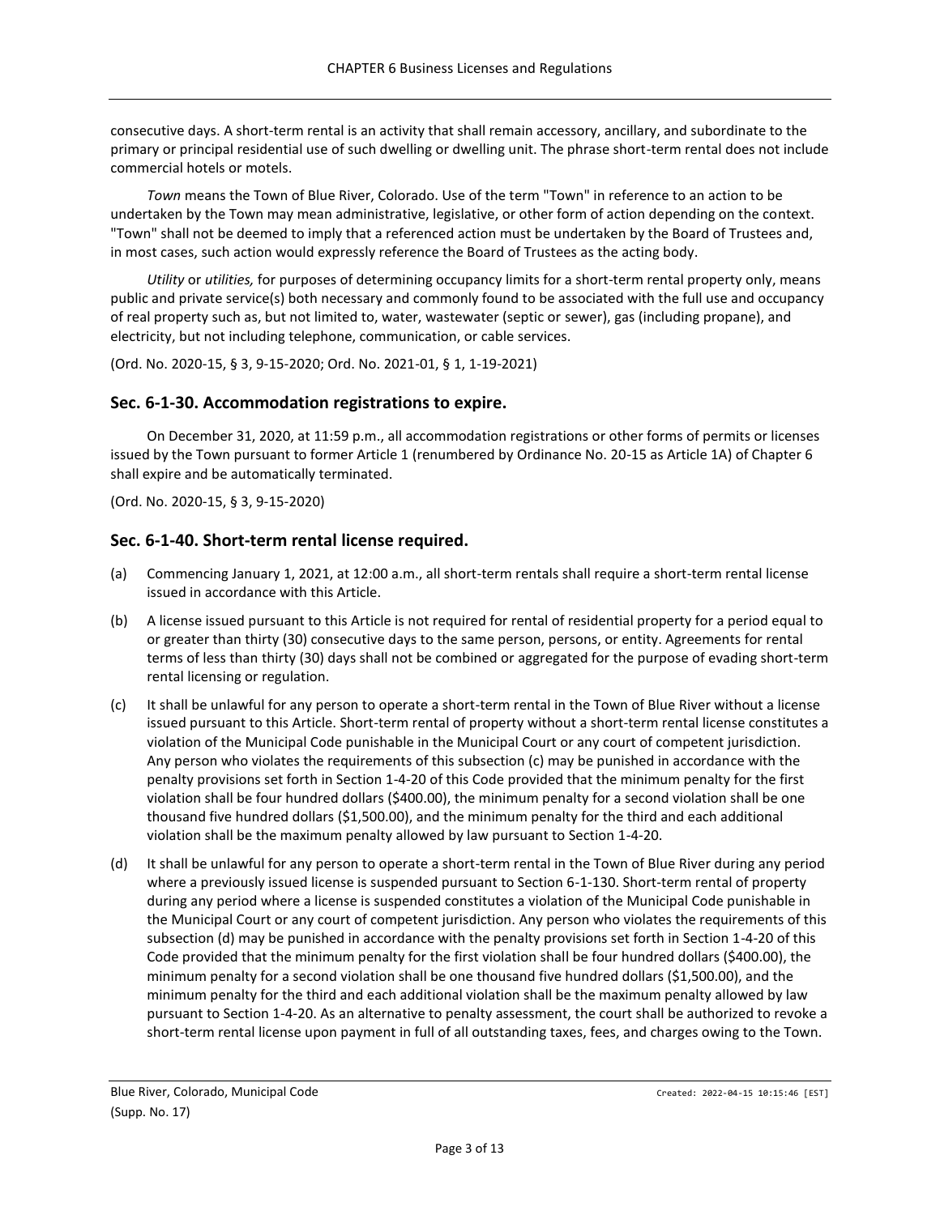consecutive days. A short-term rental is an activity that shall remain accessory, ancillary, and subordinate to the primary or principal residential use of such dwelling or dwelling unit. The phrase short-term rental does not include commercial hotels or motels.

*Town* means the Town of Blue River, Colorado. Use of the term "Town" in reference to an action to be undertaken by the Town may mean administrative, legislative, or other form of action depending on the context. "Town" shall not be deemed to imply that a referenced action must be undertaken by the Board of Trustees and, in most cases, such action would expressly reference the Board of Trustees as the acting body.

*Utility* or *utilities,* for purposes of determining occupancy limits for a short-term rental property only, means public and private service(s) both necessary and commonly found to be associated with the full use and occupancy of real property such as, but not limited to, water, wastewater (septic or sewer), gas (including propane), and electricity, but not including telephone, communication, or cable services.

(Ord. No. 2020-15, § 3, 9-15-2020; Ord. No. 2021-01, § 1, 1-19-2021)

## Sec. 6-1-30. Accommodation registrations to expire.

On December 31, 2020, at 11:59 p.m., all accommodation registrations or other forms of permits or licenses issued by the Town pursuant to former Article 1 (renumbered by Ordinance No. 20-15 as Article 1A) of Chapter 6 shall expire and be automatically terminated.

(Ord. No. 2020-15, § 3, 9-15-2020)

## Sec. 6-1-40. Short-term rental license required.

(a) Commencing January 1, 2021, at 12:00 a.m., all short-term rentals shall require a short-term rental license issued in accordance with this Article.

(b) A license issued pursuant to this Article is not required for rental of residential property for a period equal to or greater than thirty (30) consecutive days to the same person, persons, or entity. Agreements for rental terms of less than thirty (30) days shall not be combined or aggregated for the purpose of evading short-term rental licensing or regulation.

(c) It shall be unlawful for any person to operate a short-term rental in the Town of Blue River without a license issued pursuant to this Article. Short-term rental of property without a short-term rental license constitutes a violation of the Municipal Code punishable in the Municipal Court or any court of competent jurisdiction. Any person who violates the requirements of this subsection (c) may be punished in accordance with the penalty provisions set forth in Section 1-4-20 of this Code provided that the minimum penalty for the first violation shall be four hundred dollars ($400.00), the minimum penalty for a second violation shall be one thousand five hundred dollars ($1,500.00), and the minimum penalty for the third and each additional violation shall be the maximum penalty allowed by law pursuant to Section 1-4-20.

(d) It shall be unlawful for any person to operate a short-term rental in the Town of Blue River during any period where a previously issued license is suspended pursuant to Section 6-1-130. Short-term rental of property during any period where a license is suspended constitutes a violation of the Municipal Code punishable in the Municipal Court or any court of competent jurisdiction. Any person who violates the requirements of this subsection (d) may be punished in accordance with the penalty provisions set forth in Section 1-4-20 of this Code provided that the minimum penalty for the first violation shall be four hundred dollars ($400.00), the minimum penalty for a second violation shall be one thousand five hundred dollars ($1,500.00), and the minimum penalty for the third and each additional violation shall be the maximum penalty allowed by law pursuant to Section 1-4-20. As an alternative to penalty assessment, the court shall be authorized to revoke a short-term rental license upon payment in full of all outstanding taxes, fees, and charges owing to the Town.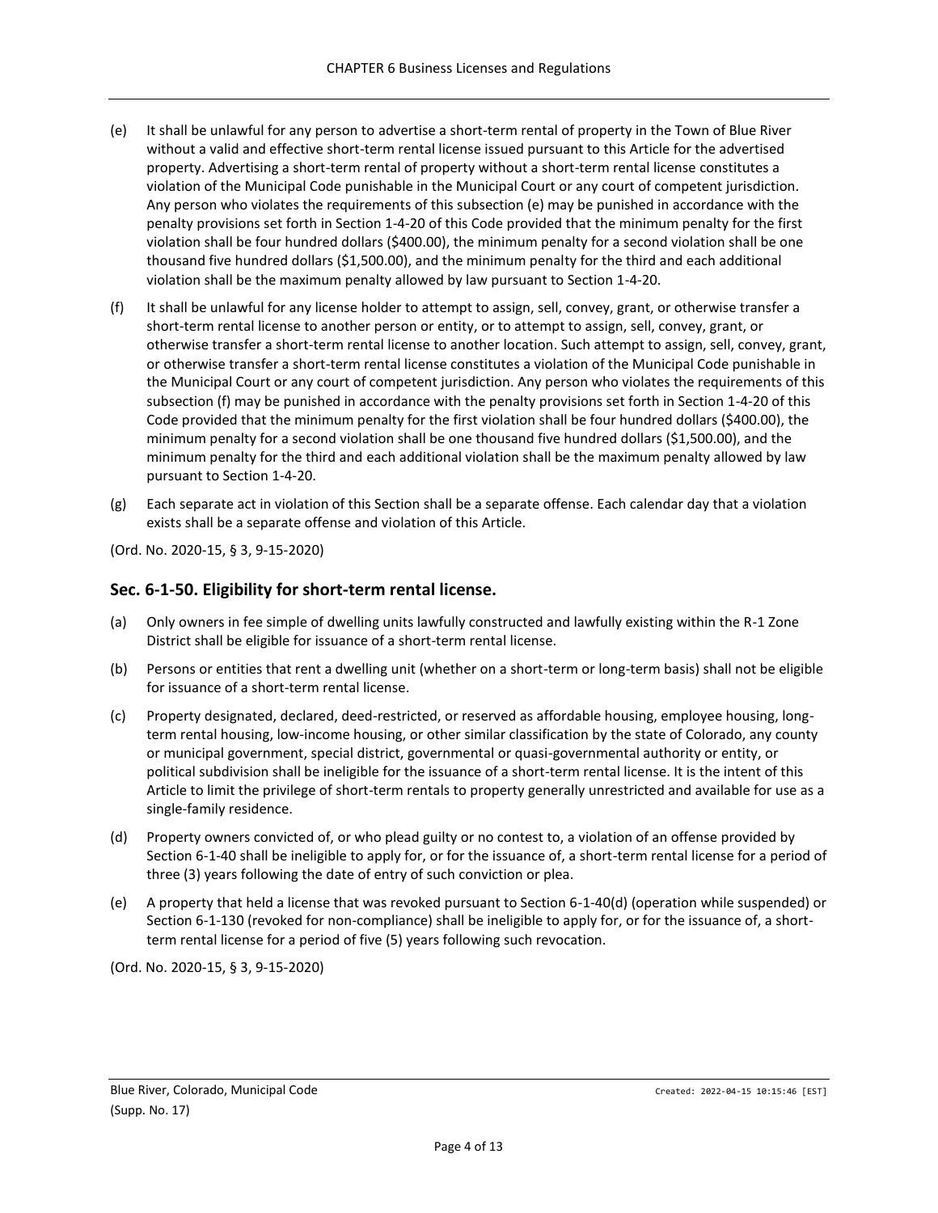(e) It shall be unlawful for any person to advertise a short-term rental of property in the Town of Blue River without a valid and effective short-term rental license issued pursuant to this Article for the advertised property. Advertising a short-term rental of property without a short-term rental license constitutes a violation of the Municipal Code punishable in the Municipal Court or any court of competent jurisdiction. Any person who violates the requirements of this subsection (e) may be punished in accordance with the penalty provisions set forth in Section 1-4-20 of this Code provided that the minimum penalty for the first violation shall be four hundred dollars ($400.00), the minimum penalty for a second violation shall be one thousand five hundred dollars ($1,500.00), and the minimum penalty for the third and each additional violation shall be the maximum penalty allowed by law pursuant to Section 1-4-20.

(f) It shall be unlawful for any license holder to attempt to assign, sell, convey, grant, or otherwise transfer a short-term rental license to another person or entity, or to attempt to assign, sell, convey, grant, or otherwise transfer a short-term rental license to another location. Such attempt to assign, sell, convey, grant, or otherwise transfer a short-term rental license constitutes a violation of the Municipal Code punishable in the Municipal Court or any court of competent jurisdiction. Any person who violates the requirements of this subsection (f) may be punished in accordance with the penalty provisions set forth in Section 1-4-20 of this Code provided that the minimum penalty for the first violation shall be four hundred dollars ($400.00), the minimum penalty for a second violation shall be one thousand five hundred dollars ($1,500.00), and the minimum penalty for the third and each additional violation shall be the maximum penalty allowed by law pursuant to Section 1-4-20.

(g) Each separate act in violation of this Section shall be a separate offense. Each calendar day that a violation exists shall be a separate offense and violation of this Article.

(Ord. No. 2020-15, § 3, 9-15-2020)

## Sec. 6-1-50. Eligibility for short-term rental license.

(a) Only owners in fee simple of dwelling units lawfully constructed and lawfully existing within the R-1 Zone District shall be eligible for issuance of a short-term rental license.

(b) Persons or entities that rent a dwelling unit (whether on a short-term or long-term basis) shall not be eligible for issuance of a short-term rental license.

(c) Property designated, declared, deed-restricted, or reserved as affordable housing, employee housing, long-term rental housing, low-income housing, or other similar classification by the state of Colorado, any county or municipal government, special district, governmental or quasi-governmental authority or entity, or political subdivision shall be ineligible for the issuance of a short-term rental license. It is the intent of this Article to limit the privilege of short-term rentals to property generally unrestricted and available for use as a single-family residence.

(d) Property owners convicted of, or who plead guilty or no contest to, a violation of an offense provided by Section 6-1-40 shall be ineligible to apply for, or for the issuance of, a short-term rental license for a period of three (3) years following the date of entry of such conviction or plea.

(e) A property that held a license that was revoked pursuant to Section 6-1-40(d) (operation while suspended) or Section 6-1-130 (revoked for non-compliance) shall be ineligible to apply for, or for the issuance of, a short-term rental license for a period of five (5) years following such revocation.

(Ord. No. 2020-15, § 3, 9-15-2020)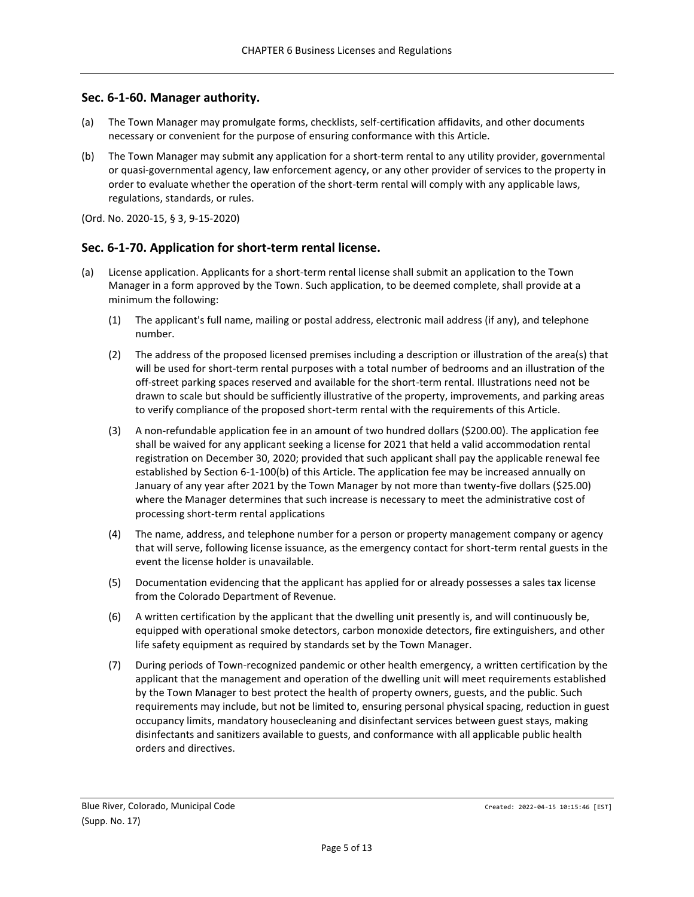## Sec. 6-1-60. Manager authority.

(a) The Town Manager may promulgate forms, checklists, self-certification affidavits, and other documents necessary or convenient for the purpose of ensuring conformance with this Article.

(b) The Town Manager may submit any application for a short-term rental to any utility provider, governmental or quasi-governmental agency, law enforcement agency, or any other provider of services to the property in order to evaluate whether the operation of the short-term rental will comply with any applicable laws, regulations, standards, or rules.

(Ord. No. 2020-15, § 3, 9-15-2020)

## Sec. 6-1-70. Application for short-term rental license.

(a) License application. Applicants for a short-term rental license shall submit an application to the Town Manager in a form approved by the Town. Such application, to be deemed complete, shall provide at a minimum the following:

   (1) The applicant's full name, mailing or postal address, electronic mail address (if any), and telephone number.

   (2) The address of the proposed licensed premises including a description or illustration of the area(s) that will be used for short-term rental purposes with a total number of bedrooms and an illustration of the off-street parking spaces reserved and available for the short-term rental. Illustrations need not be drawn to scale but should be sufficiently illustrative of the property, improvements, and parking areas to verify compliance of the proposed short-term rental with the requirements of this Article.

   (3) A non-refundable application fee in an amount of two hundred dollars ($200.00). The application fee shall be waived for any applicant seeking a license for 2021 that held a valid accommodation rental registration on December 30, 2020; provided that such applicant shall pay the applicable renewal fee established by Section 6-1-100(b) of this Article. The application fee may be increased annually on January of any year after 2021 by the Town Manager by not more than twenty-five dollars ($25.00) where the Manager determines that such increase is necessary to meet the administrative cost of processing short-term rental applications

   (4) The name, address, and telephone number for a person or property management company or agency that will serve, following license issuance, as the emergency contact for short-term rental guests in the event the license holder is unavailable.

   (5) Documentation evidencing that the applicant has applied for or already possesses a sales tax license from the Colorado Department of Revenue.

   (6) A written certification by the applicant that the dwelling unit presently is, and will continuously be, equipped with operational smoke detectors, carbon monoxide detectors, fire extinguishers, and other life safety equipment as required by standards set by the Town Manager.

   (7) During periods of Town-recognized pandemic or other health emergency, a written certification by the applicant that the management and operation of the dwelling unit will meet requirements established by the Town Manager to best protect the health of property owners, guests, and the public. Such requirements may include, but not be limited to, ensuring personal physical spacing, reduction in guest occupancy limits, mandatory housecleaning and disinfectant services between guest stays, making disinfectants and sanitizers available to guests, and conformance with all applicable public health orders and directives.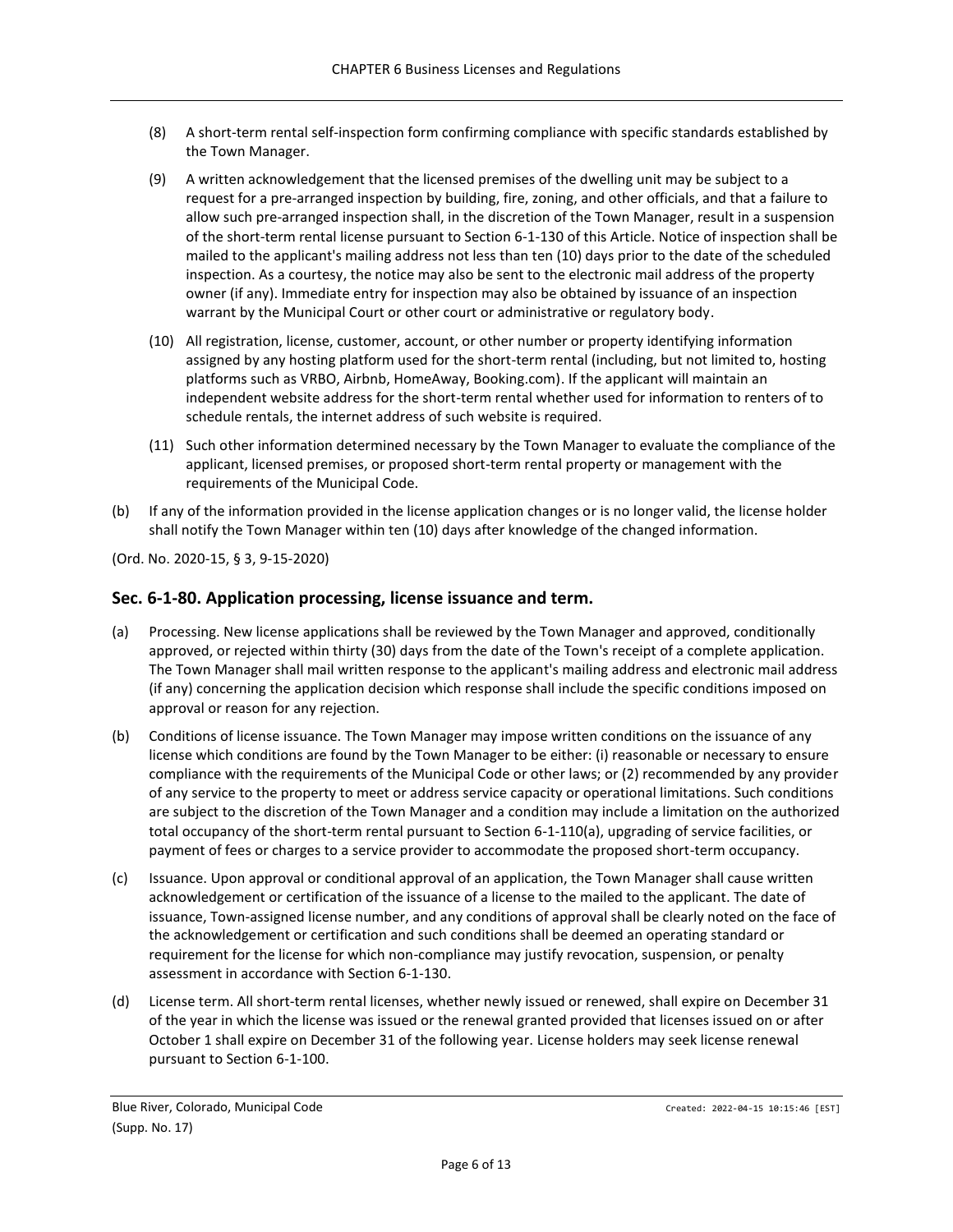(8) A short-term rental self-inspection form confirming compliance with specific standards established by the Town Manager.

(9) A written acknowledgement that the licensed premises of the dwelling unit may be subject to a request for a pre-arranged inspection by building, fire, zoning, and other officials, and that a failure to allow such pre-arranged inspection shall, in the discretion of the Town Manager, result in a suspension of the short-term rental license pursuant to Section 6-1-130 of this Article. Notice of inspection shall be mailed to the applicant's mailing address not less than ten (10) days prior to the date of the scheduled inspection. As a courtesy, the notice may also be sent to the electronic mail address of the property owner (if any). Immediate entry for inspection may also be obtained by issuance of an inspection warrant by the Municipal Court or other court or administrative or regulatory body.

(10) All registration, license, customer, account, or other number or property identifying information assigned by any hosting platform used for the short-term rental (including, but not limited to, hosting platforms such as VRBO, Airbnb, HomeAway, Booking.com). If the applicant will maintain an independent website address for the short-term rental whether used for information to renters of to schedule rentals, the internet address of such website is required.

(11) Such other information determined necessary by the Town Manager to evaluate the compliance of the applicant, licensed premises, or proposed short-term rental property or management with the requirements of the Municipal Code.

(b) If any of the information provided in the license application changes or is no longer valid, the license holder shall notify the Town Manager within ten (10) days after knowledge of the changed information.

(Ord. No. 2020-15, § 3, 9-15-2020)

## Sec. 6-1-80. Application processing, license issuance and term.

(a) Processing. New license applications shall be reviewed by the Town Manager and approved, conditionally approved, or rejected within thirty (30) days from the date of the Town's receipt of a complete application. The Town Manager shall mail written response to the applicant's mailing address and electronic mail address (if any) concerning the application decision which response shall include the specific conditions imposed on approval or reason for any rejection.

(b) Conditions of license issuance. The Town Manager may impose written conditions on the issuance of any license which conditions are found by the Town Manager to be either: (i) reasonable or necessary to ensure compliance with the requirements of the Municipal Code or other laws; or (2) recommended by any provider of any service to the property to meet or address service capacity or operational limitations. Such conditions are subject to the discretion of the Town Manager and a condition may include a limitation on the authorized total occupancy of the short-term rental pursuant to Section 6-1-110(a), upgrading of service facilities, or payment of fees or charges to a service provider to accommodate the proposed short-term occupancy.

(c) Issuance. Upon approval or conditional approval of an application, the Town Manager shall cause written acknowledgement or certification of the issuance of a license to the mailed to the applicant. The date of issuance, Town-assigned license number, and any conditions of approval shall be clearly noted on the face of the acknowledgement or certification and such conditions shall be deemed an operating standard or requirement for the license for which non-compliance may justify revocation, suspension, or penalty assessment in accordance with Section 6-1-130.

(d) License term. All short-term rental licenses, whether newly issued or renewed, shall expire on December 31 of the year in which the license was issued or the renewal granted provided that licenses issued on or after October 1 shall expire on December 31 of the following year. License holders may seek license renewal pursuant to Section 6-1-100.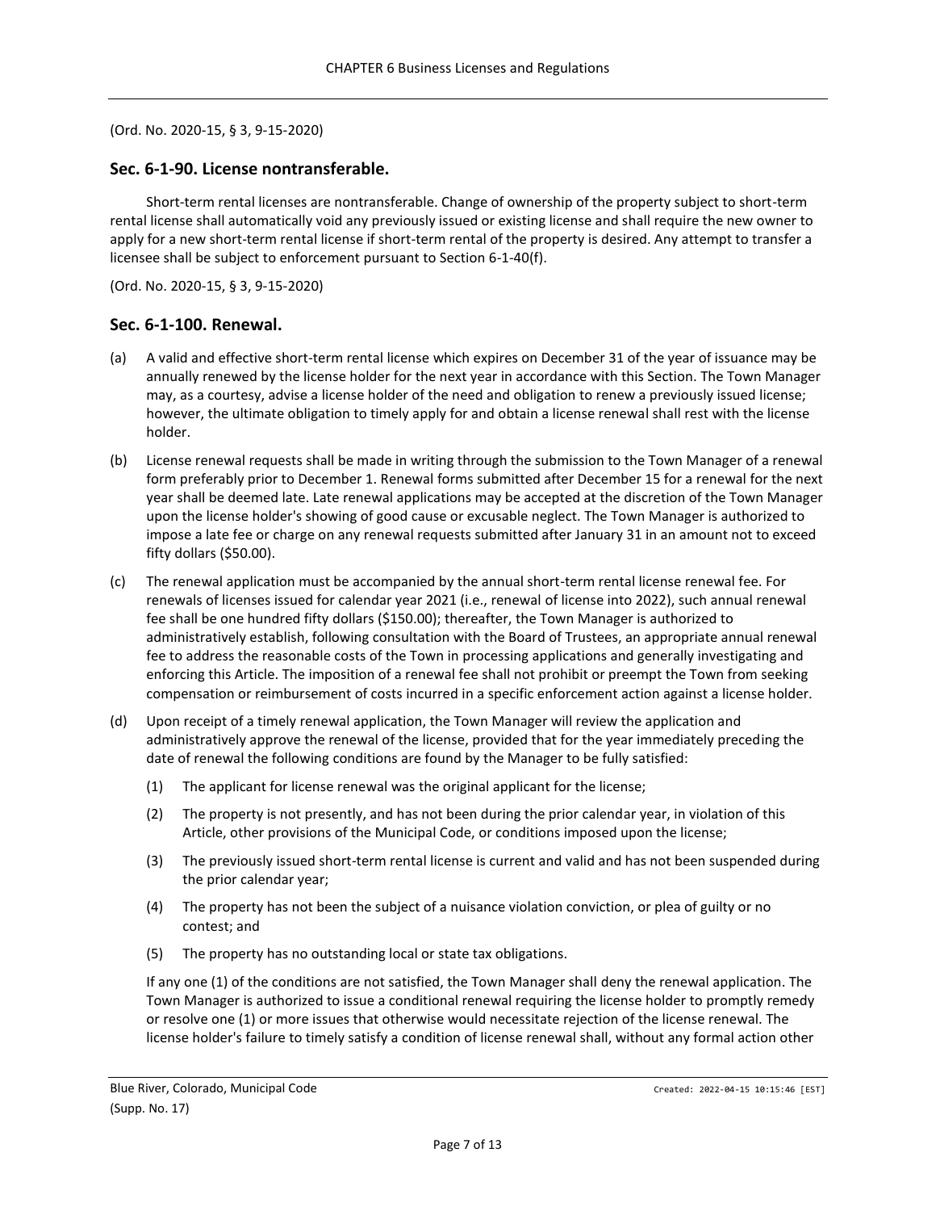(Ord. No. 2020-15, § 3, 9-15-2020)

## Sec. 6-1-90. License nontransferable.

Short-term rental licenses are nontransferable. Change of ownership of the property subject to short-term rental license shall automatically void any previously issued or existing license and shall require the new owner to apply for a new short-term rental license if short-term rental of the property is desired. Any attempt to transfer a licensee shall be subject to enforcement pursuant to Section 6-1-40(f).

(Ord. No. 2020-15, § 3, 9-15-2020)

## Sec. 6-1-100. Renewal.

(a) A valid and effective short-term rental license which expires on December 31 of the year of issuance may be annually renewed by the license holder for the next year in accordance with this Section. The Town Manager may, as a courtesy, advise a license holder of the need and obligation to renew a previously issued license; however, the ultimate obligation to timely apply for and obtain a license renewal shall rest with the license holder.

(b) License renewal requests shall be made in writing through the submission to the Town Manager of a renewal form preferably prior to December 1. Renewal forms submitted after December 15 for a renewal for the next year shall be deemed late. Late renewal applications may be accepted at the discretion of the Town Manager upon the license holder's showing of good cause or excusable neglect. The Town Manager is authorized to impose a late fee or charge on any renewal requests submitted after January 31 in an amount not to exceed fifty dollars ($50.00).

(c) The renewal application must be accompanied by the annual short-term rental license renewal fee. For renewals of licenses issued for calendar year 2021 (i.e., renewal of license into 2022), such annual renewal fee shall be one hundred fifty dollars ($150.00); thereafter, the Town Manager is authorized to administratively establish, following consultation with the Board of Trustees, an appropriate annual renewal fee to address the reasonable costs of the Town in processing applications and generally investigating and enforcing this Article. The imposition of a renewal fee shall not prohibit or preempt the Town from seeking compensation or reimbursement of costs incurred in a specific enforcement action against a license holder.

(d) Upon receipt of a timely renewal application, the Town Manager will review the application and administratively approve the renewal of the license, provided that for the year immediately preceding the date of renewal the following conditions are found by the Manager to be fully satisfied:

   (1) The applicant for license renewal was the original applicant for the license;

   (2) The property is not presently, and has not been during the prior calendar year, in violation of this Article, other provisions of the Municipal Code, or conditions imposed upon the license;

   (3) The previously issued short-term rental license is current and valid and has not been suspended during the prior calendar year;

   (4) The property has not been the subject of a nuisance violation conviction, or plea of guilty or no contest; and

   (5) The property has no outstanding local or state tax obligations.

   If any one (1) of the conditions are not satisfied, the Town Manager shall deny the renewal application. The Town Manager is authorized to issue a conditional renewal requiring the license holder to promptly remedy or resolve one (1) or more issues that otherwise would necessitate rejection of the license renewal. The license holder's failure to timely satisfy a condition of license renewal shall, without any formal action other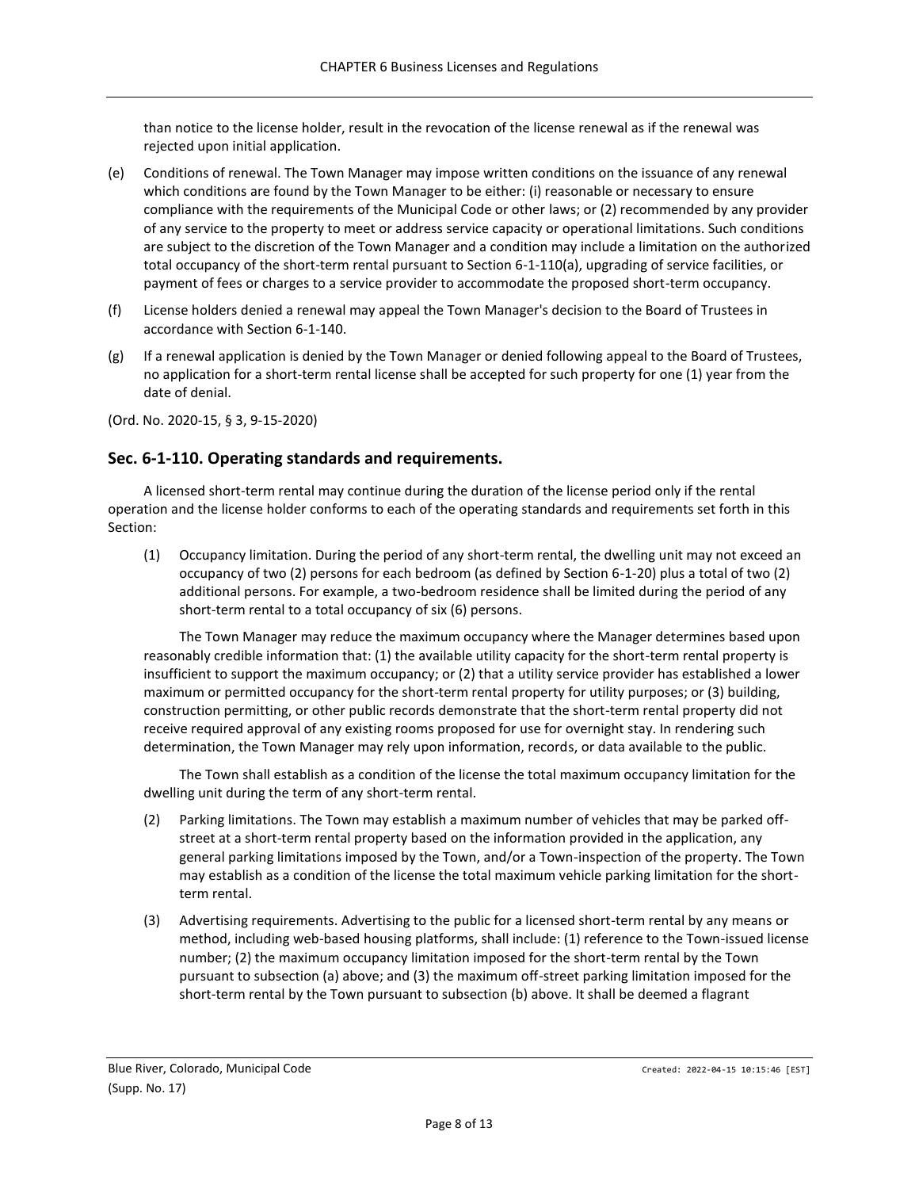than notice to the license holder, result in the revocation of the license renewal as if the renewal was rejected upon initial application.

(e) Conditions of renewal. The Town Manager may impose written conditions on the issuance of any renewal which conditions are found by the Town Manager to be either: (i) reasonable or necessary to ensure compliance with the requirements of the Municipal Code or other laws; or (2) recommended by any provider of any service to the property to meet or address service capacity or operational limitations. Such conditions are subject to the discretion of the Town Manager and a condition may include a limitation on the authorized total occupancy of the short-term rental pursuant to Section 6-1-110(a), upgrading of service facilities, or payment of fees or charges to a service provider to accommodate the proposed short-term occupancy.

(f) License holders denied a renewal may appeal the Town Manager's decision to the Board of Trustees in accordance with Section 6-1-140.

(g) If a renewal application is denied by the Town Manager or denied following appeal to the Board of Trustees, no application for a short-term rental license shall be accepted for such property for one (1) year from the date of denial.

(Ord. No. 2020-15, § 3, 9-15-2020)

## Sec. 6-1-110. Operating standards and requirements.

A licensed short-term rental may continue during the duration of the license period only if the rental operation and the license holder conforms to each of the operating standards and requirements set forth in this Section:

(1) Occupancy limitation. During the period of any short-term rental, the dwelling unit may not exceed an occupancy of two (2) persons for each bedroom (as defined by Section 6-1-20) plus a total of two (2) additional persons. For example, a two-bedroom residence shall be limited during the period of any short-term rental to a total occupancy of six (6) persons.

The Town Manager may reduce the maximum occupancy where the Manager determines based upon reasonably credible information that: (1) the available utility capacity for the short-term rental property is insufficient to support the maximum occupancy; or (2) that a utility service provider has established a lower maximum or permitted occupancy for the short-term rental property for utility purposes; or (3) building, construction permitting, or other public records demonstrate that the short-term rental property did not receive required approval of any existing rooms proposed for use for overnight stay. In rendering such determination, the Town Manager may rely upon information, records, or data available to the public.

The Town shall establish as a condition of the license the total maximum occupancy limitation for the dwelling unit during the term of any short-term rental.

(2) Parking limitations. The Town may establish a maximum number of vehicles that may be parked off-street at a short-term rental property based on the information provided in the application, any general parking limitations imposed by the Town, and/or a Town-inspection of the property. The Town may establish as a condition of the license the total maximum vehicle parking limitation for the short-term rental.

(3) Advertising requirements. Advertising to the public for a licensed short-term rental by any means or method, including web-based housing platforms, shall include: (1) reference to the Town-issued license number; (2) the maximum occupancy limitation imposed for the short-term rental by the Town pursuant to subsection (a) above; and (3) the maximum off-street parking limitation imposed for the short-term rental by the Town pursuant to subsection (b) above. It shall be deemed a flagrant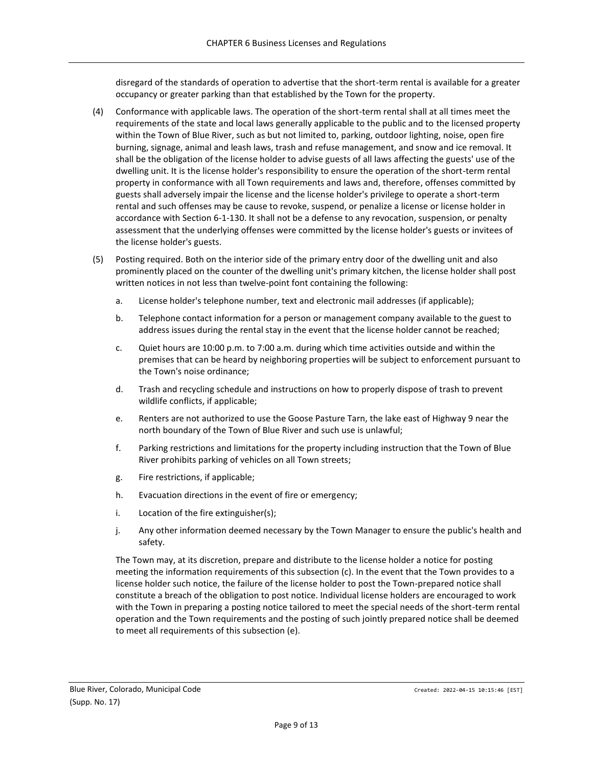disregard of the standards of operation to advertise that the short-term rental is available for a greater occupancy or greater parking than that established by the Town for the property.

(4) Conformance with applicable laws. The operation of the short-term rental shall at all times meet the requirements of the state and local laws generally applicable to the public and to the licensed property within the Town of Blue River, such as but not limited to, parking, outdoor lighting, noise, open fire burning, signage, animal and leash laws, trash and refuse management, and snow and ice removal. It shall be the obligation of the license holder to advise guests of all laws affecting the guests' use of the dwelling unit. It is the license holder's responsibility to ensure the operation of the short-term rental property in conformance with all Town requirements and laws and, therefore, offenses committed by guests shall adversely impair the license and the license holder's privilege to operate a short-term rental and such offenses may be cause to revoke, suspend, or penalize a license or license holder in accordance with Section 6-1-130. It shall not be a defense to any revocation, suspension, or penalty assessment that the underlying offenses were committed by the license holder's guests or invitees of the license holder's guests.

(5) Posting required. Both on the interior side of the primary entry door of the dwelling unit and also prominently placed on the counter of the dwelling unit's primary kitchen, the license holder shall post written notices in not less than twelve-point font containing the following:

  a. License holder's telephone number, text and electronic mail addresses (if applicable);

  b. Telephone contact information for a person or management company available to the guest to address issues during the rental stay in the event that the license holder cannot be reached;

  c. Quiet hours are 10:00 p.m. to 7:00 a.m. during which time activities outside and within the premises that can be heard by neighboring properties will be subject to enforcement pursuant to the Town's noise ordinance;

  d. Trash and recycling schedule and instructions on how to properly dispose of trash to prevent wildlife conflicts, if applicable;

  e. Renters are not authorized to use the Goose Pasture Tarn, the lake east of Highway 9 near the north boundary of the Town of Blue River and such use is unlawful;

  f. Parking restrictions and limitations for the property including instruction that the Town of Blue River prohibits parking of vehicles on all Town streets;

  g. Fire restrictions, if applicable;

  h. Evacuation directions in the event of fire or emergency;

  i. Location of the fire extinguisher(s);

  j. Any other information deemed necessary by the Town Manager to ensure the public's health and safety.

  The Town may, at its discretion, prepare and distribute to the license holder a notice for posting meeting the information requirements of this subsection (c). In the event that the Town provides to a license holder such notice, the failure of the license holder to post the Town-prepared notice shall constitute a breach of the obligation to post notice. Individual license holders are encouraged to work with the Town in preparing a posting notice tailored to meet the special needs of the short-term rental operation and the Town requirements and the posting of such jointly prepared notice shall be deemed to meet all requirements of this subsection (e).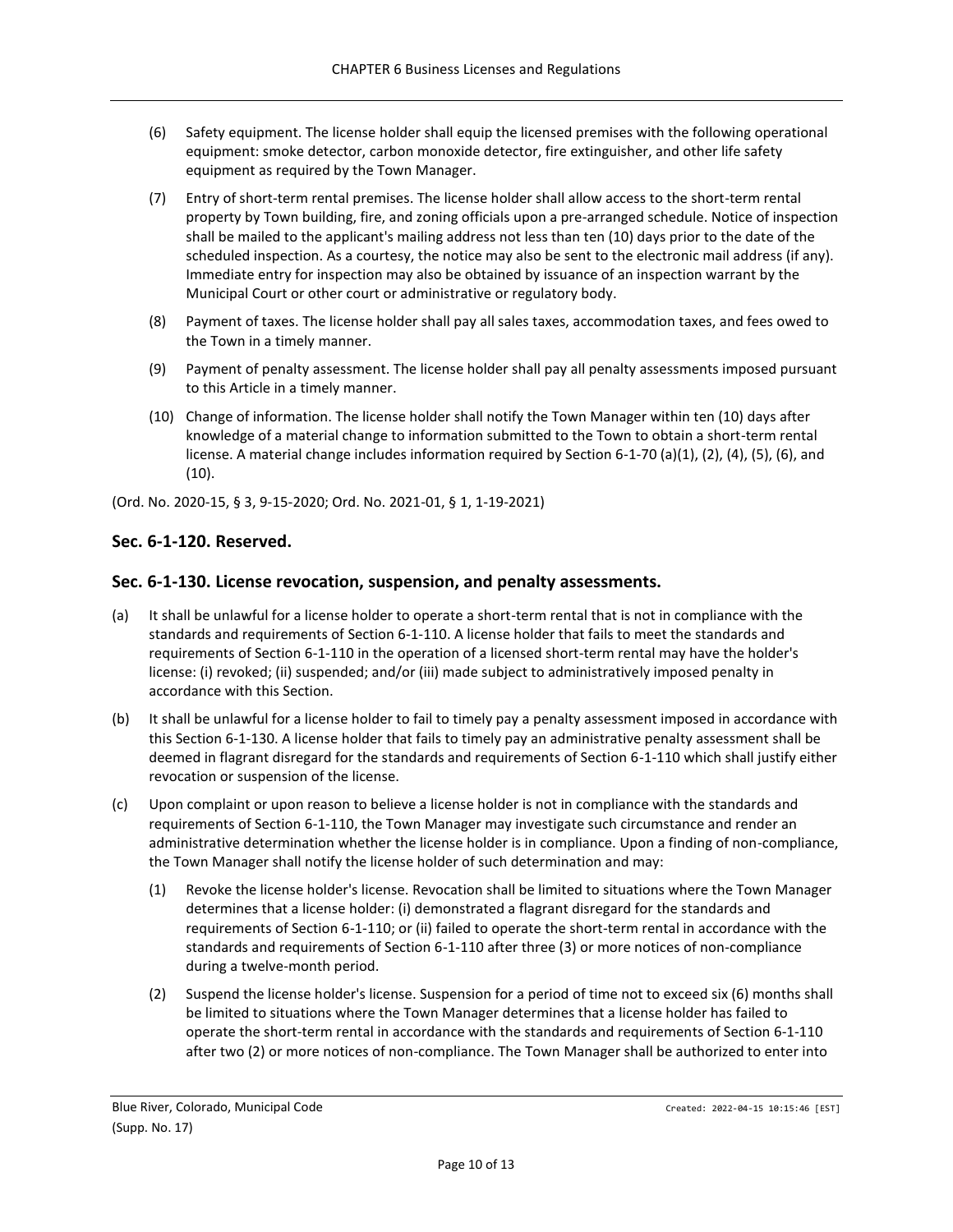(6) Safety equipment. The license holder shall equip the licensed premises with the following operational equipment: smoke detector, carbon monoxide detector, fire extinguisher, and other life safety equipment as required by the Town Manager.

(7) Entry of short-term rental premises. The license holder shall allow access to the short-term rental property by Town building, fire, and zoning officials upon a pre-arranged schedule. Notice of inspection shall be mailed to the applicant's mailing address not less than ten (10) days prior to the date of the scheduled inspection. As a courtesy, the notice may also be sent to the electronic mail address (if any). Immediate entry for inspection may also be obtained by issuance of an inspection warrant by the Municipal Court or other court or administrative or regulatory body.

(8) Payment of taxes. The license holder shall pay all sales taxes, accommodation taxes, and fees owed to the Town in a timely manner.

(9) Payment of penalty assessment. The license holder shall pay all penalty assessments imposed pursuant to this Article in a timely manner.

(10) Change of information. The license holder shall notify the Town Manager within ten (10) days after knowledge of a material change to information submitted to the Town to obtain a short-term rental license. A material change includes information required by Section 6-1-70 (a)(1), (2), (4), (5), (6), and (10).

(Ord. No. 2020-15, § 3, 9-15-2020; Ord. No. 2021-01, § 1, 1-19-2021)

## Sec. 6-1-120. Reserved.

## Sec. 6-1-130. License revocation, suspension, and penalty assessments.

(a) It shall be unlawful for a license holder to operate a short-term rental that is not in compliance with the standards and requirements of Section 6-1-110. A license holder that fails to meet the standards and requirements of Section 6-1-110 in the operation of a licensed short-term rental may have the holder's license: (i) revoked; (ii) suspended; and/or (iii) made subject to administratively imposed penalty in accordance with this Section.

(b) It shall be unlawful for a license holder to fail to timely pay a penalty assessment imposed in accordance with this Section 6-1-130. A license holder that fails to timely pay an administrative penalty assessment shall be deemed in flagrant disregard for the standards and requirements of Section 6-1-110 which shall justify either revocation or suspension of the license.

(c) Upon complaint or upon reason to believe a license holder is not in compliance with the standards and requirements of Section 6-1-110, the Town Manager may investigate such circumstance and render an administrative determination whether the license holder is in compliance. Upon a finding of non-compliance, the Town Manager shall notify the license holder of such determination and may:

  (1) Revoke the license holder's license. Revocation shall be limited to situations where the Town Manager determines that a license holder: (i) demonstrated a flagrant disregard for the standards and requirements of Section 6-1-110; or (ii) failed to operate the short-term rental in accordance with the standards and requirements of Section 6-1-110 after three (3) or more notices of non-compliance during a twelve-month period.

  (2) Suspend the license holder's license. Suspension for a period of time not to exceed six (6) months shall be limited to situations where the Town Manager determines that a license holder has failed to operate the short-term rental in accordance with the standards and requirements of Section 6-1-110 after two (2) or more notices of non-compliance. The Town Manager shall be authorized to enter into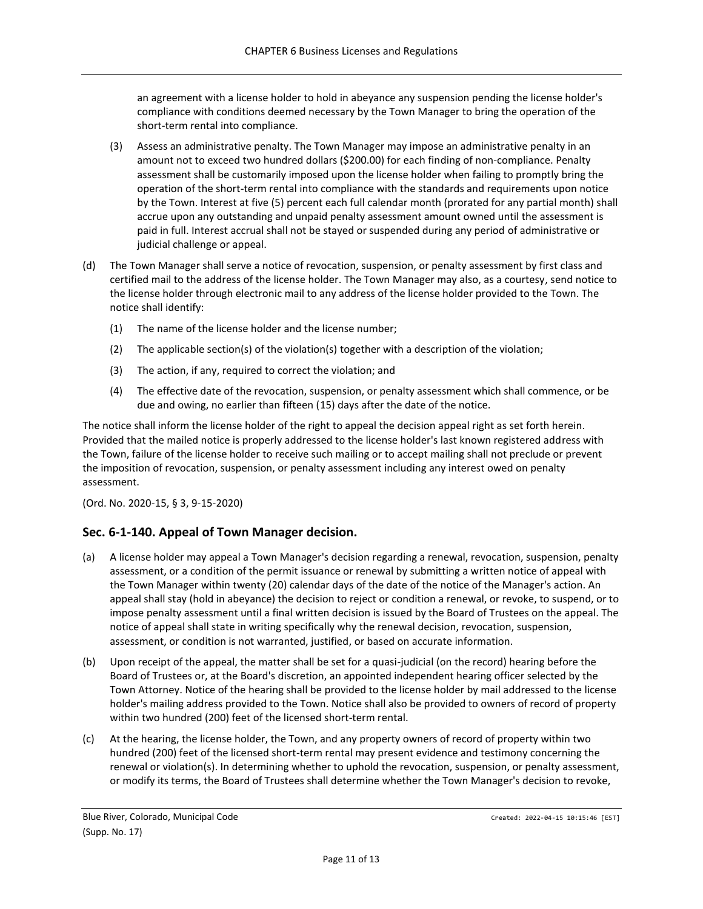an agreement with a license holder to hold in abeyance any suspension pending the license holder's compliance with conditions deemed necessary by the Town Manager to bring the operation of the short-term rental into compliance.

(3) Assess an administrative penalty. The Town Manager may impose an administrative penalty in an amount not to exceed two hundred dollars ($200.00) for each finding of non-compliance. Penalty assessment shall be customarily imposed upon the license holder when failing to promptly bring the operation of the short-term rental into compliance with the standards and requirements upon notice by the Town. Interest at five (5) percent each full calendar month (prorated for any partial month) shall accrue upon any outstanding and unpaid penalty assessment amount owned until the assessment is paid in full. Interest accrual shall not be stayed or suspended during any period of administrative or judicial challenge or appeal.

(d) The Town Manager shall serve a notice of revocation, suspension, or penalty assessment by first class and certified mail to the address of the license holder. The Town Manager may also, as a courtesy, send notice to the license holder through electronic mail to any address of the license holder provided to the Town. The notice shall identify:

(1) The name of the license holder and the license number;

(2) The applicable section(s) of the violation(s) together with a description of the violation;

(3) The action, if any, required to correct the violation; and

(4) The effective date of the revocation, suspension, or penalty assessment which shall commence, or be due and owing, no earlier than fifteen (15) days after the date of the notice.

The notice shall inform the license holder of the right to appeal the decision appeal right as set forth herein. Provided that the mailed notice is properly addressed to the license holder's last known registered address with the Town, failure of the license holder to receive such mailing or to accept mailing shall not preclude or prevent the imposition of revocation, suspension, or penalty assessment including any interest owed on penalty assessment.

(Ord. No. 2020-15, § 3, 9-15-2020)

## Sec. 6-1-140. Appeal of Town Manager decision.

(a) A license holder may appeal a Town Manager's decision regarding a renewal, revocation, suspension, penalty assessment, or a condition of the permit issuance or renewal by submitting a written notice of appeal with the Town Manager within twenty (20) calendar days of the date of the notice of the Manager's action. An appeal shall stay (hold in abeyance) the decision to reject or condition a renewal, or revoke, to suspend, or to impose penalty assessment until a final written decision is issued by the Board of Trustees on the appeal. The notice of appeal shall state in writing specifically why the renewal decision, revocation, suspension, assessment, or condition is not warranted, justified, or based on accurate information.

(b) Upon receipt of the appeal, the matter shall be set for a quasi-judicial (on the record) hearing before the Board of Trustees or, at the Board's discretion, an appointed independent hearing officer selected by the Town Attorney. Notice of the hearing shall be provided to the license holder by mail addressed to the license holder's mailing address provided to the Town. Notice shall also be provided to owners of record of property within two hundred (200) feet of the licensed short-term rental.

(c) At the hearing, the license holder, the Town, and any property owners of record of property within two hundred (200) feet of the licensed short-term rental may present evidence and testimony concerning the renewal or violation(s). In determining whether to uphold the revocation, suspension, or penalty assessment, or modify its terms, the Board of Trustees shall determine whether the Town Manager's decision to revoke,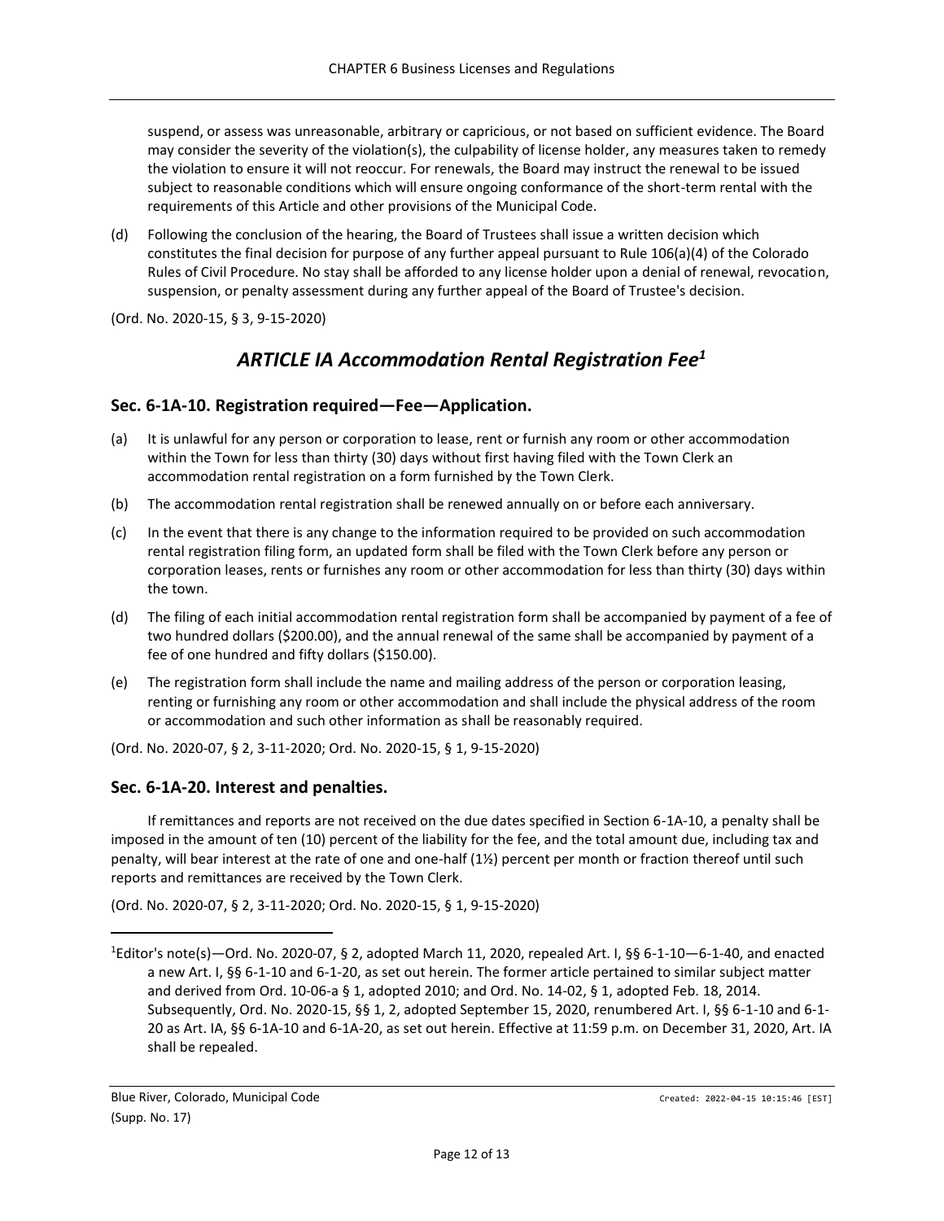suspend, or assess was unreasonable, arbitrary or capricious, or not based on sufficient evidence. The Board may consider the severity of the violation(s), the culpability of license holder, any measures taken to remedy the violation to ensure it will not reoccur. For renewals, the Board may instruct the renewal to be issued subject to reasonable conditions which will ensure ongoing conformance of the short-term rental with the requirements of this Article and other provisions of the Municipal Code.

(d) Following the conclusion of the hearing, the Board of Trustees shall issue a written decision which constitutes the final decision for purpose of any further appeal pursuant to Rule 106(a)(4) of the Colorado Rules of Civil Procedure. No stay shall be afforded to any license holder upon a denial of renewal, revocation, suspension, or penalty assessment during any further appeal of the Board of Trustee's decision.

(Ord. No. 2020-15, § 3, 9-15-2020)

## *ARTICLE IA Accommodation Rental Registration Fee*[1]

### Sec. 6-1A-10. Registration required—Fee—Application.

(a) It is unlawful for any person or corporation to lease, rent or furnish any room or other accommodation within the Town for less than thirty (30) days without first having filed with the Town Clerk an accommodation rental registration on a form furnished by the Town Clerk.

(b) The accommodation rental registration shall be renewed annually on or before each anniversary.

(c) In the event that there is any change to the information required to be provided on such accommodation rental registration filing form, an updated form shall be filed with the Town Clerk before any person or corporation leases, rents or furnishes any room or other accommodation for less than thirty (30) days within the town.

(d) The filing of each initial accommodation rental registration form shall be accompanied by payment of a fee of two hundred dollars ($200.00), and the annual renewal of the same shall be accompanied by payment of a fee of one hundred and fifty dollars ($150.00).

(e) The registration form shall include the name and mailing address of the person or corporation leasing, renting or furnishing any room or other accommodation and shall include the physical address of the room or accommodation and such other information as shall be reasonably required.

(Ord. No. 2020-07, § 2, 3-11-2020; Ord. No. 2020-15, § 1, 9-15-2020)

### Sec. 6-1A-20. Interest and penalties.

If remittances and reports are not received on the due dates specified in Section 6-1A-10, a penalty shall be imposed in the amount of ten (10) percent of the liability for the fee, and the total amount due, including tax and penalty, will bear interest at the rate of one and one-half (1½) percent per month or fraction thereof until such reports and remittances are received by the Town Clerk.

(Ord. No. 2020-07, § 2, 3-11-2020; Ord. No. 2020-15, § 1, 9-15-2020)

---

[1]Editor's note(s)—Ord. No. 2020-07, § 2, adopted March 11, 2020, repealed Art. I, §§ 6-1-10—6-1-40, and enacted a new Art. I, §§ 6-1-10 and 6-1-20, as set out herein. The former article pertained to similar subject matter and derived from Ord. 10-06-a § 1, adopted 2010; and Ord. No. 14-02, § 1, adopted Feb. 18, 2014. Subsequently, Ord. No. 2020-15, §§ 1, 2, adopted September 15, 2020, renumbered Art. I, §§ 6-1-10 and 6-1-20 as Art. IA, §§ 6-1A-10 and 6-1A-20, as set out herein. Effective at 11:59 p.m. on December 31, 2020, Art. IA shall be repealed.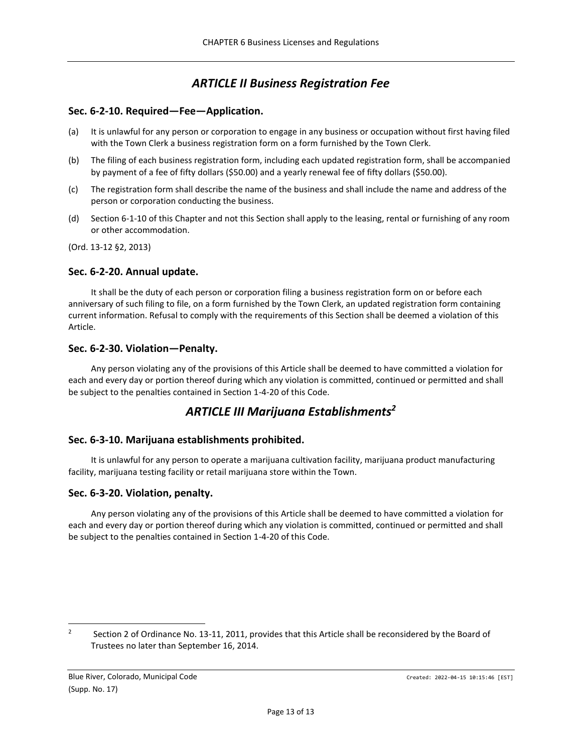## *ARTICLE II Business Registration Fee*

### Sec. 6-2-10. Required—Fee—Application.

(a) It is unlawful for any person or corporation to engage in any business or occupation without first having filed with the Town Clerk a business registration form on a form furnished by the Town Clerk.

(b) The filing of each business registration form, including each updated registration form, shall be accompanied by payment of a fee of fifty dollars ($50.00) and a yearly renewal fee of fifty dollars ($50.00).

(c) The registration form shall describe the name of the business and shall include the name and address of the person or corporation conducting the business.

(d) Section 6-1-10 of this Chapter and not this Section shall apply to the leasing, rental or furnishing of any room or other accommodation.

(Ord. 13-12 §2, 2013)

### Sec. 6-2-20. Annual update.

It shall be the duty of each person or corporation filing a business registration form on or before each anniversary of such filing to file, on a form furnished by the Town Clerk, an updated registration form containing current information. Refusal to comply with the requirements of this Section shall be deemed a violation of this Article.

### Sec. 6-2-30. Violation—Penalty.

Any person violating any of the provisions of this Article shall be deemed to have committed a violation for each and every day or portion thereof during which any violation is committed, continued or permitted and shall be subject to the penalties contained in Section 1-4-20 of this Code.

## *ARTICLE III Marijuana Establishments*[2]

### Sec. 6-3-10. Marijuana establishments prohibited.

It is unlawful for any person to operate a marijuana cultivation facility, marijuana product manufacturing facility, marijuana testing facility or retail marijuana store within the Town.

### Sec. 6-3-20. Violation, penalty.

Any person violating any of the provisions of this Article shall be deemed to have committed a violation for each and every day or portion thereof during which any violation is committed, continued or permitted and shall be subject to the penalties contained in Section 1-4-20 of this Code.

---

[2] Section 2 of Ordinance No. 13-11, 2011, provides that this Article shall be reconsidered by the Board of Trustees no later than September 16, 2014.